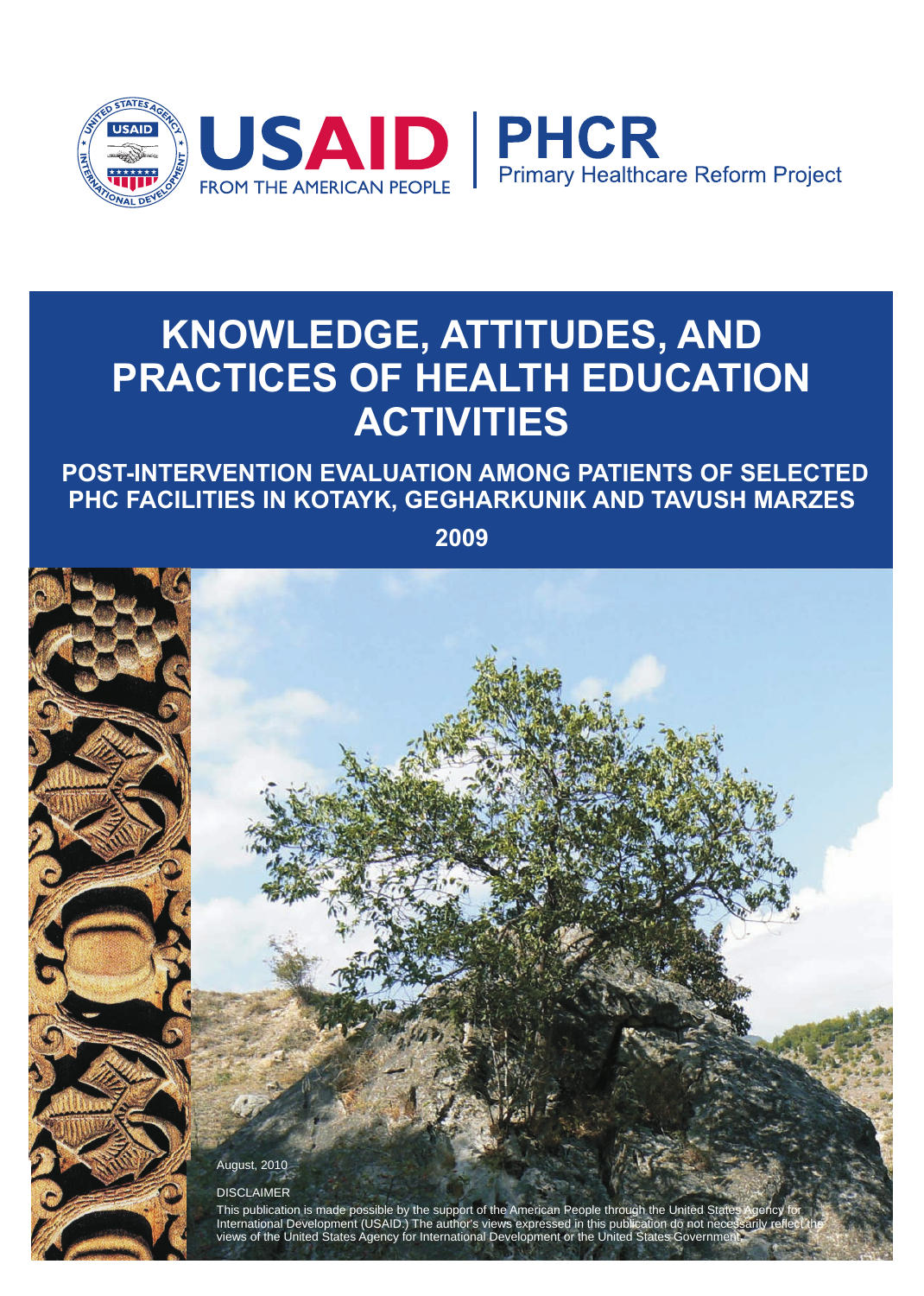USAID FROM THE AMERICAN PEOPLE | PHCR Primary Healthcare Reform Project

# KNOWLEDGE, ATTITUDES, AND PRACTICES OF HEALTH EDUCATION ACTIVITIES

## POST-INTERVENTION EVALUATION AMONG PATIENTS OF SELECTED PHC FACILITIES IN KOTAYK, GEGHARKUNIK AND TAVUSH MARZES

## 2009

August, 2010

DISCLAIMER

This publication is made possible by the support of the American People through the United States Agency for International Development (USAID.) The author's views expressed in this publication do not necessarily reflect the views of the United States Agency for International Development or the United States Government.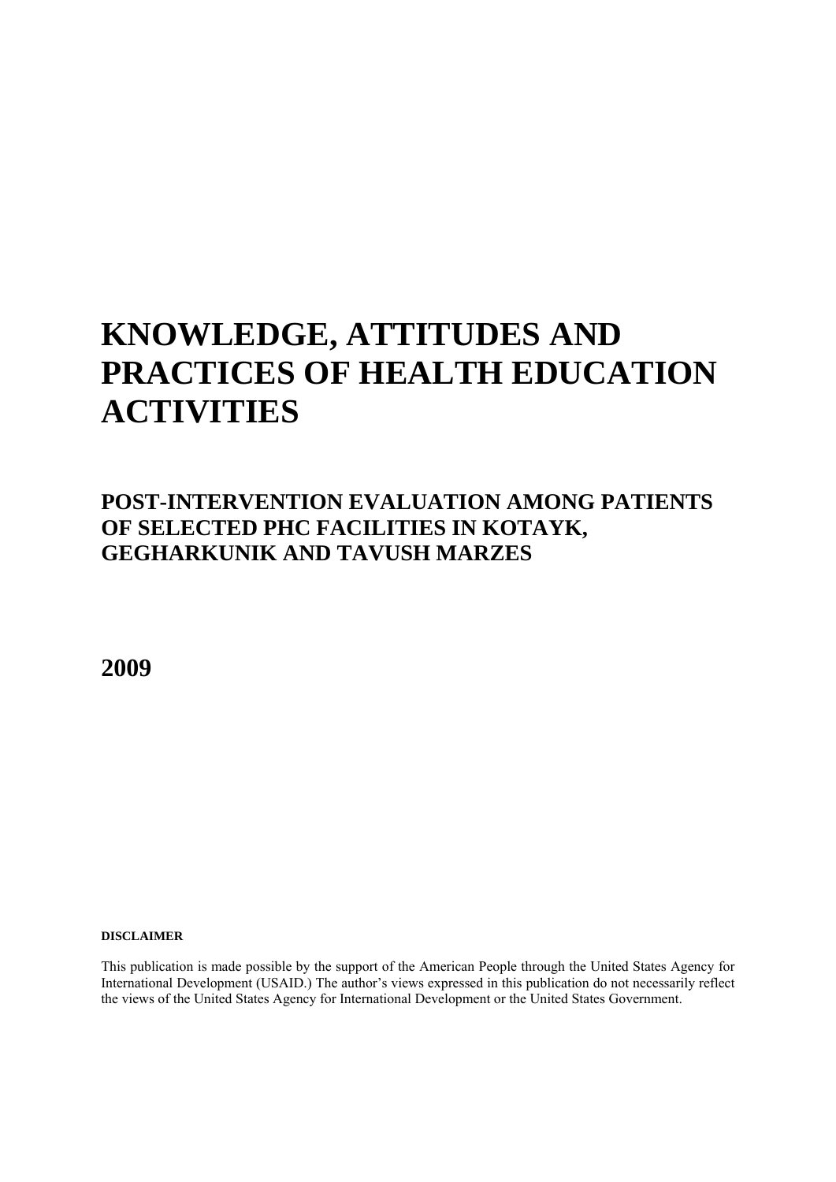# KNOWLEDGE, ATTITUDES AND PRACTICES OF HEALTH EDUCATION ACTIVITIES

## POST-INTERVENTION EVALUATION AMONG PATIENTS OF SELECTED PHC FACILITIES IN KOTAYK, GEGHARKUNIK AND TAVUSH MARZES

## 2009

**DISCLAIMER**

This publication is made possible by the support of the American People through the United States Agency for International Development (USAID.) The author's views expressed in this publication do not necessarily reflect the views of the United States Agency for International Development or the United States Government.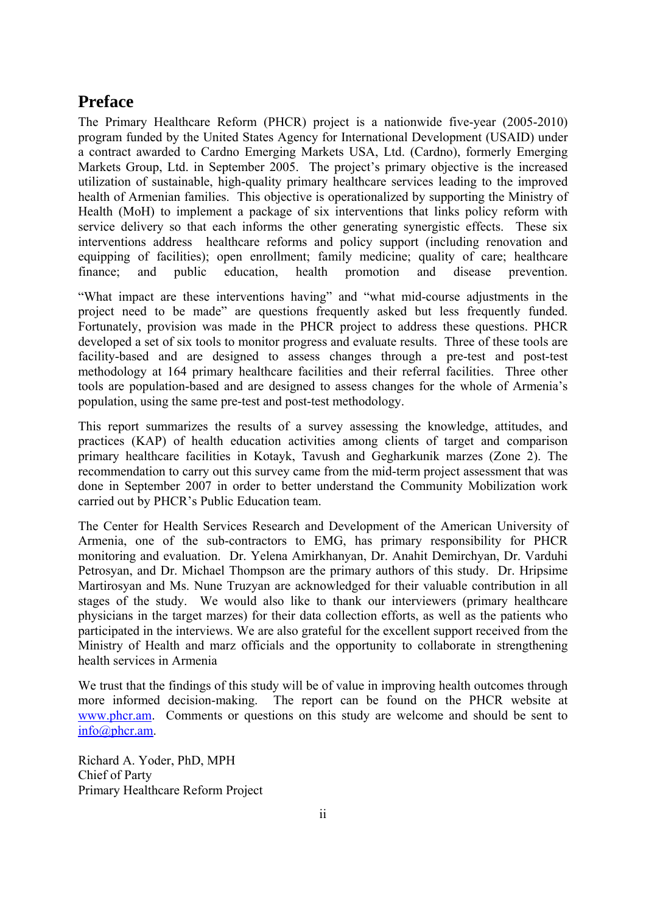# Preface

The Primary Healthcare Reform (PHCR) project is a nationwide five-year (2005-2010) program funded by the United States Agency for International Development (USAID) under a contract awarded to Cardno Emerging Markets USA, Ltd. (Cardno), formerly Emerging Markets Group, Ltd. in September 2005. The project's primary objective is the increased utilization of sustainable, high-quality primary healthcare services leading to the improved health of Armenian families. This objective is operationalized by supporting the Ministry of Health (MoH) to implement a package of six interventions that links policy reform with service delivery so that each informs the other generating synergistic effects. These six interventions address healthcare reforms and policy support (including renovation and equipping of facilities); open enrollment; family medicine; quality of care; healthcare finance; and public education, health promotion and disease prevention.

"What impact are these interventions having" and "what mid-course adjustments in the project need to be made" are questions frequently asked but less frequently funded. Fortunately, provision was made in the PHCR project to address these questions. PHCR developed a set of six tools to monitor progress and evaluate results. Three of these tools are facility-based and are designed to assess changes through a pre-test and post-test methodology at 164 primary healthcare facilities and their referral facilities. Three other tools are population-based and are designed to assess changes for the whole of Armenia's population, using the same pre-test and post-test methodology.

This report summarizes the results of a survey assessing the knowledge, attitudes, and practices (KAP) of health education activities among clients of target and comparison primary healthcare facilities in Kotayk, Tavush and Gegharkunik marzes (Zone 2). The recommendation to carry out this survey came from the mid-term project assessment that was done in September 2007 in order to better understand the Community Mobilization work carried out by PHCR's Public Education team.

The Center for Health Services Research and Development of the American University of Armenia, one of the sub-contractors to EMG, has primary responsibility for PHCR monitoring and evaluation. Dr. Yelena Amirkhanyan, Dr. Anahit Demirchyan, Dr. Varduhi Petrosyan, and Dr. Michael Thompson are the primary authors of this study. Dr. Hripsime Martirosyan and Ms. Nune Truzyan are acknowledged for their valuable contribution in all stages of the study. We would also like to thank our interviewers (primary healthcare physicians in the target marzes) for their data collection efforts, as well as the patients who participated in the interviews. We are also grateful for the excellent support received from the Ministry of Health and marz officials and the opportunity to collaborate in strengthening health services in Armenia

We trust that the findings of this study will be of value in improving health outcomes through more informed decision-making. The report can be found on the PHCR website at www.phcr.am. Comments or questions on this study are welcome and should be sent to info@phcr.am.

Richard A. Yoder, PhD, MPH  
Chief of Party  
Primary Healthcare Reform Project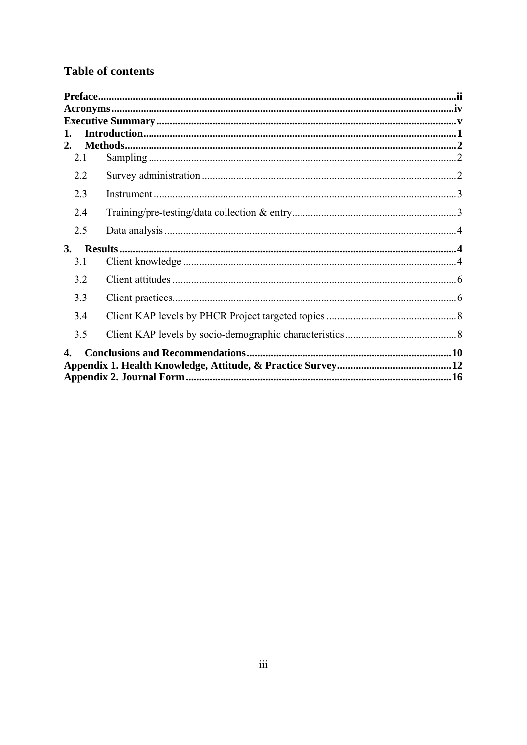# Table of contents

**Preface** ii
**Acronyms** iv
**Executive Summary** v
**1. Introduction** 1
**2. Methods** 2
- 2.1 Sampling 2
- 2.2 Survey administration 2
- 2.3 Instrument 3
- 2.4 Training/pre-testing/data collection & entry 3
- 2.5 Data analysis 4

**3. Results** 4
- 3.1 Client knowledge 4
- 3.2 Client attitudes 6
- 3.3 Client practices 6
- 3.4 Client KAP levels by PHCR Project targeted topics 8
- 3.5 Client KAP levels by socio-demographic characteristics 8

**4. Conclusions and Recommendations** 10
**Appendix 1. Health Knowledge, Attitude, & Practice Survey** 12
**Appendix 2. Journal Form** 16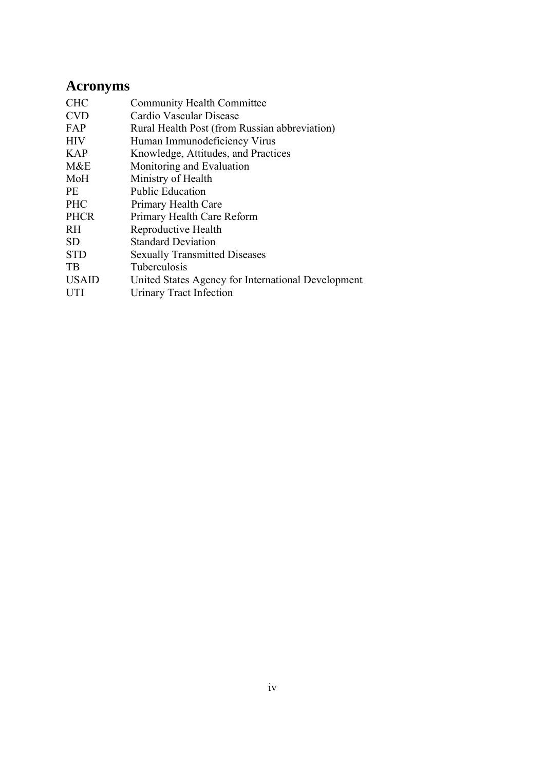# Acronyms

| | |
|---|---|
| CHC | Community Health Committee |
| CVD | Cardio Vascular Disease |
| FAP | Rural Health Post (from Russian abbreviation) |
| HIV | Human Immunodeficiency Virus |
| KAP | Knowledge, Attitudes, and Practices |
| M&E | Monitoring and Evaluation |
| MoH | Ministry of Health |
| PE | Public Education |
| PHC | Primary Health Care |
| PHCR | Primary Health Care Reform |
| RH | Reproductive Health |
| SD | Standard Deviation |
| STD | Sexually Transmitted Diseases |
| TB | Tuberculosis |
| USAID | United States Agency for International Development |
| UTI | Urinary Tract Infection |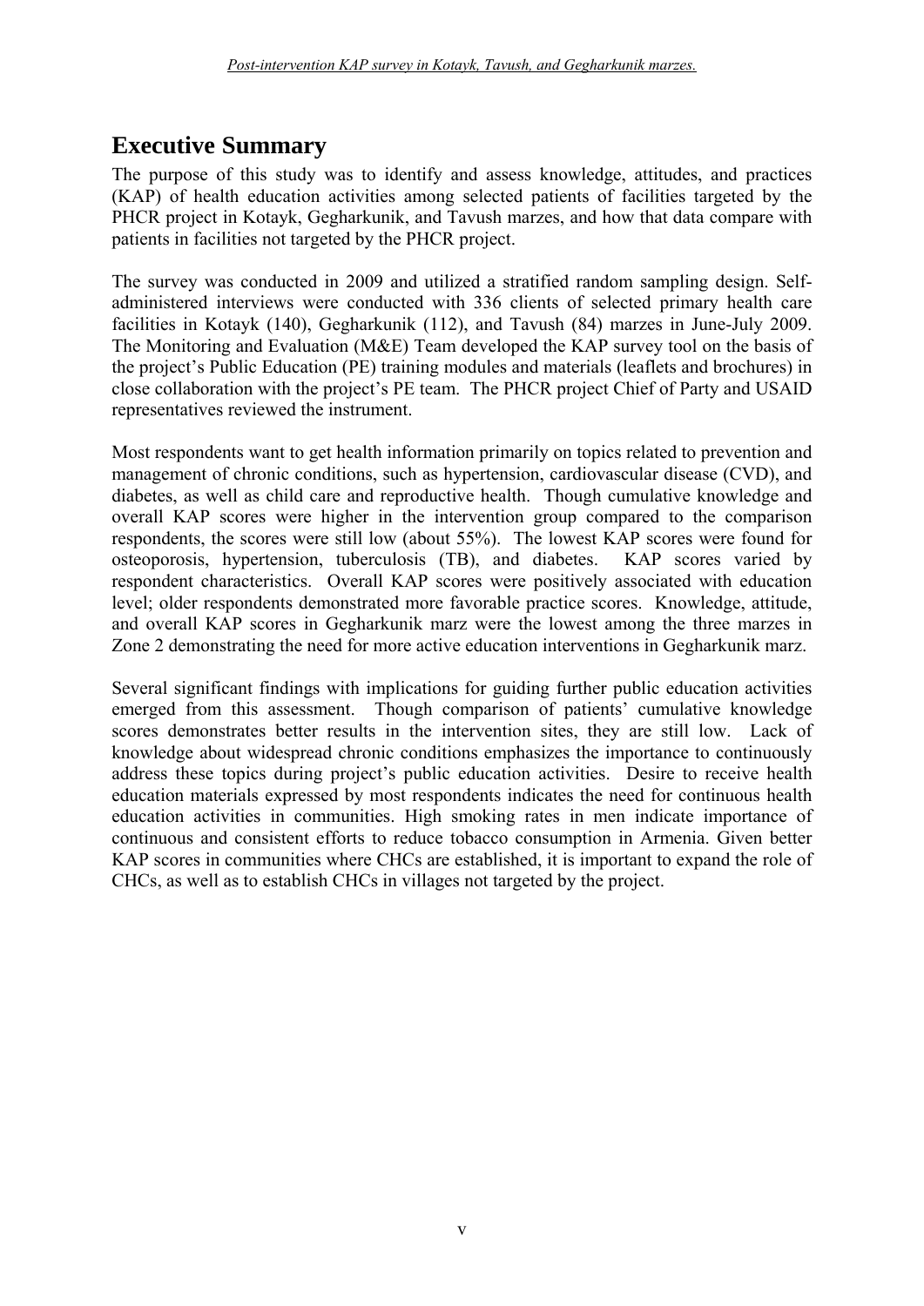## Executive Summary

The purpose of this study was to identify and assess knowledge, attitudes, and practices (KAP) of health education activities among selected patients of facilities targeted by the PHCR project in Kotayk, Gegharkunik, and Tavush marzes, and how that data compare with patients in facilities not targeted by the PHCR project.

The survey was conducted in 2009 and utilized a stratified random sampling design. Self-administered interviews were conducted with 336 clients of selected primary health care facilities in Kotayk (140), Gegharkunik (112), and Tavush (84) marzes in June-July 2009. The Monitoring and Evaluation (M&E) Team developed the KAP survey tool on the basis of the project's Public Education (PE) training modules and materials (leaflets and brochures) in close collaboration with the project's PE team. The PHCR project Chief of Party and USAID representatives reviewed the instrument.

Most respondents want to get health information primarily on topics related to prevention and management of chronic conditions, such as hypertension, cardiovascular disease (CVD), and diabetes, as well as child care and reproductive health. Though cumulative knowledge and overall KAP scores were higher in the intervention group compared to the comparison respondents, the scores were still low (about 55%). The lowest KAP scores were found for osteoporosis, hypertension, tuberculosis (TB), and diabetes. KAP scores varied by respondent characteristics. Overall KAP scores were positively associated with education level; older respondents demonstrated more favorable practice scores. Knowledge, attitude, and overall KAP scores in Gegharkunik marz were the lowest among the three marzes in Zone 2 demonstrating the need for more active education interventions in Gegharkunik marz.

Several significant findings with implications for guiding further public education activities emerged from this assessment. Though comparison of patients' cumulative knowledge scores demonstrates better results in the intervention sites, they are still low. Lack of knowledge about widespread chronic conditions emphasizes the importance to continuously address these topics during project's public education activities. Desire to receive health education materials expressed by most respondents indicates the need for continuous health education activities in communities. High smoking rates in men indicate importance of continuous and consistent efforts to reduce tobacco consumption in Armenia. Given better KAP scores in communities where CHCs are established, it is important to expand the role of CHCs, as well as to establish CHCs in villages not targeted by the project.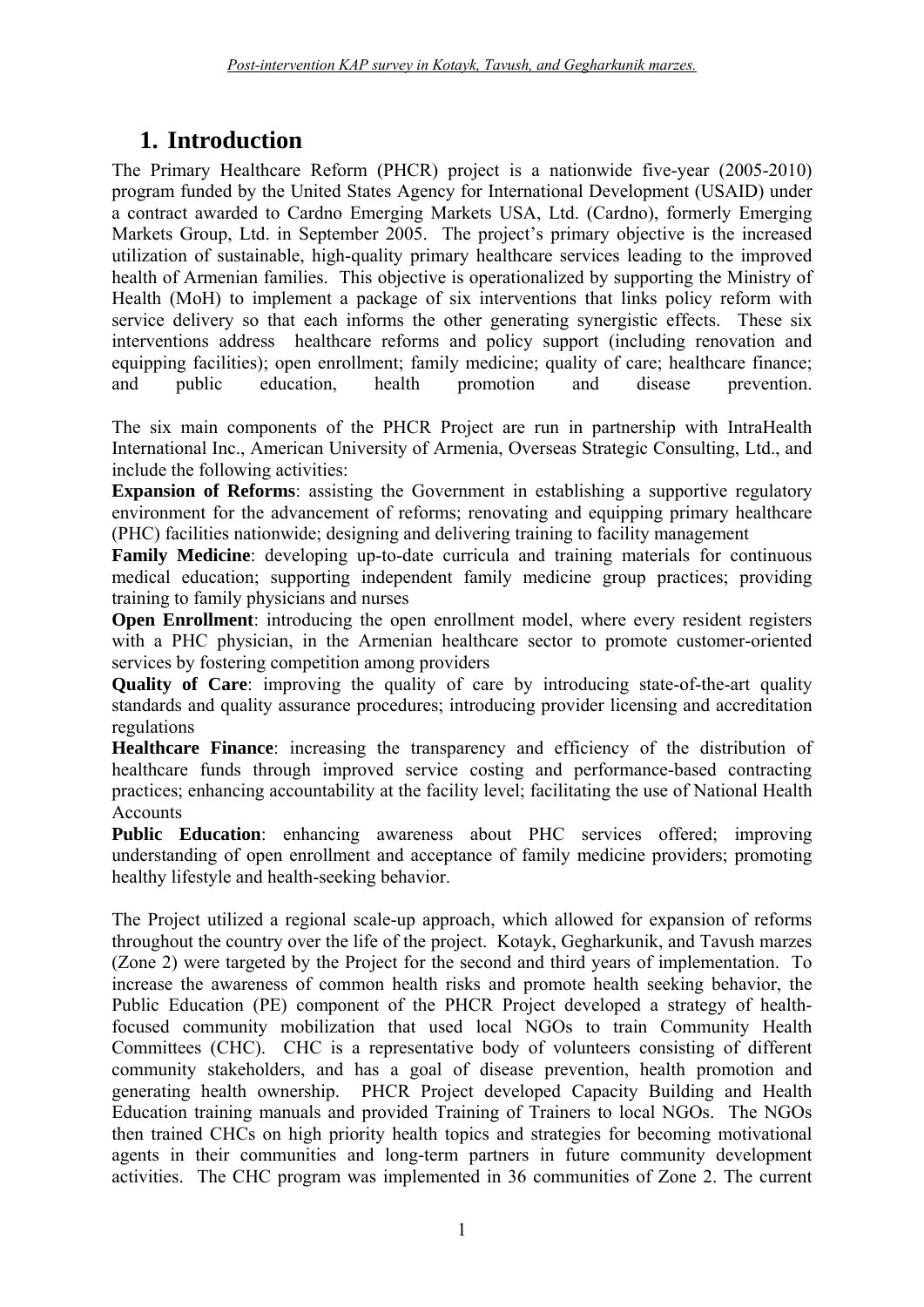# 1. Introduction

The Primary Healthcare Reform (PHCR) project is a nationwide five-year (2005-2010) program funded by the United States Agency for International Development (USAID) under a contract awarded to Cardno Emerging Markets USA, Ltd. (Cardno), formerly Emerging Markets Group, Ltd. in September 2005. The project's primary objective is the increased utilization of sustainable, high-quality primary healthcare services leading to the improved health of Armenian families. This objective is operationalized by supporting the Ministry of Health (MoH) to implement a package of six interventions that links policy reform with service delivery so that each informs the other generating synergistic effects. These six interventions address healthcare reforms and policy support (including renovation and equipping facilities); open enrollment; family medicine; quality of care; healthcare finance; and public education, health promotion and disease prevention.

The six main components of the PHCR Project are run in partnership with IntraHealth International Inc., American University of Armenia, Overseas Strategic Consulting, Ltd., and include the following activities:

**Expansion of Reforms**: assisting the Government in establishing a supportive regulatory environment for the advancement of reforms; renovating and equipping primary healthcare (PHC) facilities nationwide; designing and delivering training to facility management

**Family Medicine**: developing up-to-date curricula and training materials for continuous medical education; supporting independent family medicine group practices; providing training to family physicians and nurses

**Open Enrollment**: introducing the open enrollment model, where every resident registers with a PHC physician, in the Armenian healthcare sector to promote customer-oriented services by fostering competition among providers

**Quality of Care**: improving the quality of care by introducing state-of-the-art quality standards and quality assurance procedures; introducing provider licensing and accreditation regulations

**Healthcare Finance**: increasing the transparency and efficiency of the distribution of healthcare funds through improved service costing and performance-based contracting practices; enhancing accountability at the facility level; facilitating the use of National Health Accounts

**Public Education**: enhancing awareness about PHC services offered; improving understanding of open enrollment and acceptance of family medicine providers; promoting healthy lifestyle and health-seeking behavior.

The Project utilized a regional scale-up approach, which allowed for expansion of reforms throughout the country over the life of the project. Kotayk, Gegharkunik, and Tavush marzes (Zone 2) were targeted by the Project for the second and third years of implementation. To increase the awareness of common health risks and promote health seeking behavior, the Public Education (PE) component of the PHCR Project developed a strategy of health-focused community mobilization that used local NGOs to train Community Health Committees (CHC). CHC is a representative body of volunteers consisting of different community stakeholders, and has a goal of disease prevention, health promotion and generating health ownership. PHCR Project developed Capacity Building and Health Education training manuals and provided Training of Trainers to local NGOs. The NGOs then trained CHCs on high priority health topics and strategies for becoming motivational agents in their communities and long-term partners in future community development activities. The CHC program was implemented in 36 communities of Zone 2. The current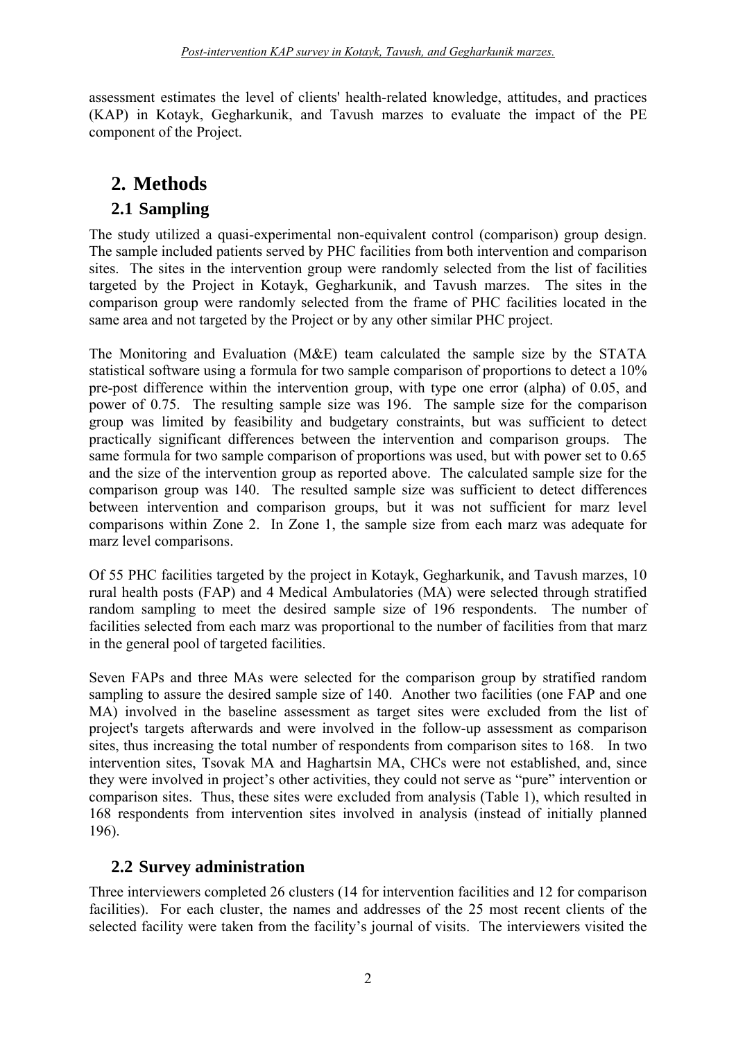assessment estimates the level of clients' health-related knowledge, attitudes, and practices (KAP) in Kotayk, Gegharkunik, and Tavush marzes to evaluate the impact of the PE component of the Project.

# 2. Methods

## 2.1 Sampling

The study utilized a quasi-experimental non-equivalent control (comparison) group design. The sample included patients served by PHC facilities from both intervention and comparison sites. The sites in the intervention group were randomly selected from the list of facilities targeted by the Project in Kotayk, Gegharkunik, and Tavush marzes. The sites in the comparison group were randomly selected from the frame of PHC facilities located in the same area and not targeted by the Project or by any other similar PHC project.

The Monitoring and Evaluation (M&E) team calculated the sample size by the STATA statistical software using a formula for two sample comparison of proportions to detect a 10% pre-post difference within the intervention group, with type one error (alpha) of 0.05, and power of 0.75. The resulting sample size was 196. The sample size for the comparison group was limited by feasibility and budgetary constraints, but was sufficient to detect practically significant differences between the intervention and comparison groups. The same formula for two sample comparison of proportions was used, but with power set to 0.65 and the size of the intervention group as reported above. The calculated sample size for the comparison group was 140. The resulted sample size was sufficient to detect differences between intervention and comparison groups, but it was not sufficient for marz level comparisons within Zone 2. In Zone 1, the sample size from each marz was adequate for marz level comparisons.

Of 55 PHC facilities targeted by the project in Kotayk, Gegharkunik, and Tavush marzes, 10 rural health posts (FAP) and 4 Medical Ambulatories (MA) were selected through stratified random sampling to meet the desired sample size of 196 respondents. The number of facilities selected from each marz was proportional to the number of facilities from that marz in the general pool of targeted facilities.

Seven FAPs and three MAs were selected for the comparison group by stratified random sampling to assure the desired sample size of 140. Another two facilities (one FAP and one MA) involved in the baseline assessment as target sites were excluded from the list of project's targets afterwards and were involved in the follow-up assessment as comparison sites, thus increasing the total number of respondents from comparison sites to 168. In two intervention sites, Tsovak MA and Haghartsin MA, CHCs were not established, and, since they were involved in project's other activities, they could not serve as "pure" intervention or comparison sites. Thus, these sites were excluded from analysis (Table 1), which resulted in 168 respondents from intervention sites involved in analysis (instead of initially planned 196).

## 2.2 Survey administration

Three interviewers completed 26 clusters (14 for intervention facilities and 12 for comparison facilities). For each cluster, the names and addresses of the 25 most recent clients of the selected facility were taken from the facility's journal of visits. The interviewers visited the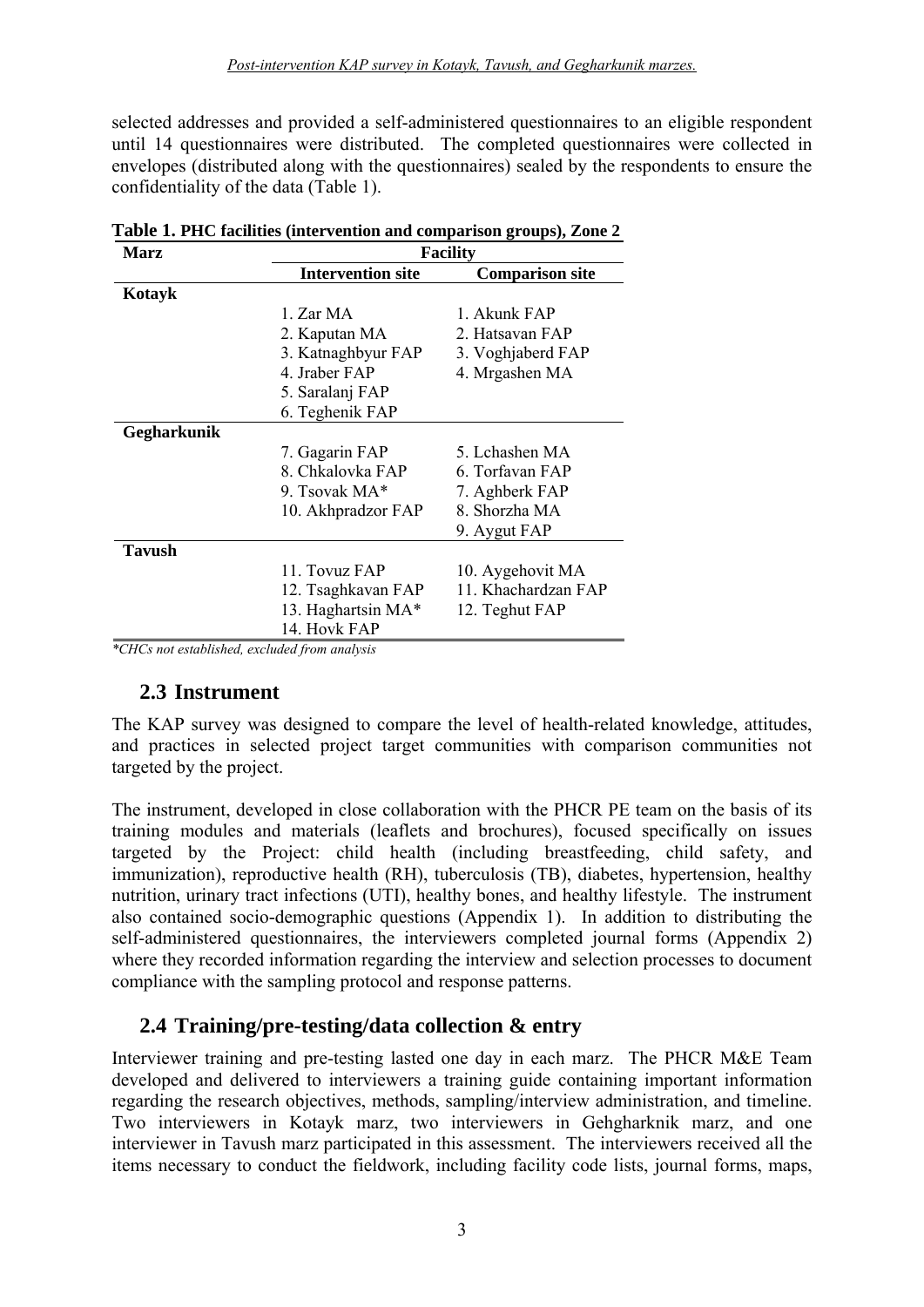selected addresses and provided a self-administered questionnaires to an eligible respondent until 14 questionnaires were distributed. The completed questionnaires were collected in envelopes (distributed along with the questionnaires) sealed by the respondents to ensure the confidentiality of the data (Table 1).

**Table 1. PHC facilities (intervention and comparison groups), Zone 2**

| Marz | Facility | |
|---|---|---|
| | **Intervention site** | **Comparison site** |
| **Kotayk** | | |
| | 1. Zar MA | 1. Akunk FAP |
| | 2. Kaputan MA | 2. Hatsavan FAP |
| | 3. Katnaghbyur FAP | 3. Voghjaberd FAP |
| | 4. Jraber FAP | 4. Mrgashen MA |
| | 5. Saralanj FAP | |
| | 6. Teghenik FAP | |
| **Gegharkunik** | | |
| | 7. Gagarin FAP | 5. Lchashen MA |
| | 8. Chkalovka FAP | 6. Torfavan FAP |
| | 9. Tsovak MA* | 7. Aghberk FAP |
| | 10. Akhpradzor FAP | 8. Shorzha MA |
| | | 9. Aygut FAP |
| **Tavush** | | |
| | 11. Tovuz FAP | 10. Aygehovit MA |
| | 12. Tsaghkavan FAP | 11. Khachardzan FAP |
| | 13. Haghartsin MA* | 12. Teghut FAP |
| | 14. Hovk FAP | |

*\*CHCs not established, excluded from analysis*

## 2.3 Instrument

The KAP survey was designed to compare the level of health-related knowledge, attitudes, and practices in selected project target communities with comparison communities not targeted by the project.

The instrument, developed in close collaboration with the PHCR PE team on the basis of its training modules and materials (leaflets and brochures), focused specifically on issues targeted by the Project: child health (including breastfeeding, child safety, and immunization), reproductive health (RH), tuberculosis (TB), diabetes, hypertension, healthy nutrition, urinary tract infections (UTI), healthy bones, and healthy lifestyle. The instrument also contained socio-demographic questions (Appendix 1). In addition to distributing the self-administered questionnaires, the interviewers completed journal forms (Appendix 2) where they recorded information regarding the interview and selection processes to document compliance with the sampling protocol and response patterns.

## 2.4 Training/pre-testing/data collection & entry

Interviewer training and pre-testing lasted one day in each marz. The PHCR M&E Team developed and delivered to interviewers a training guide containing important information regarding the research objectives, methods, sampling/interview administration, and timeline. Two interviewers in Kotayk marz, two interviewers in Gehgharknik marz, and one interviewer in Tavush marz participated in this assessment. The interviewers received all the items necessary to conduct the fieldwork, including facility code lists, journal forms, maps,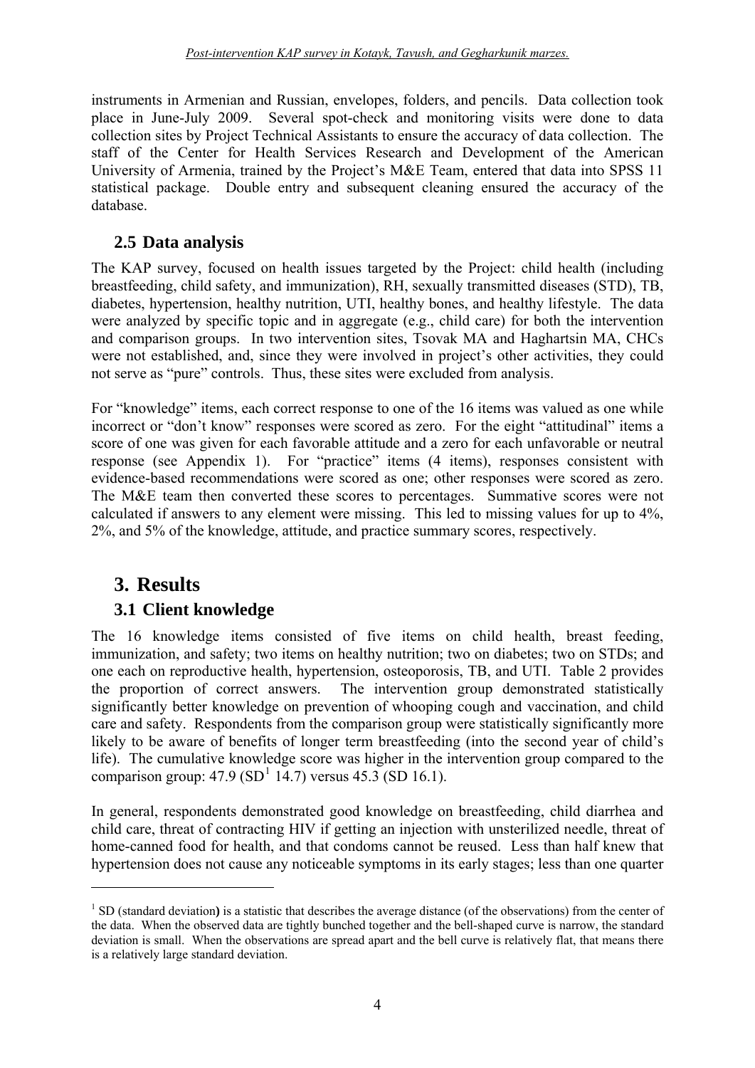instruments in Armenian and Russian, envelopes, folders, and pencils. Data collection took place in June-July 2009. Several spot-check and monitoring visits were done to data collection sites by Project Technical Assistants to ensure the accuracy of data collection. The staff of the Center for Health Services Research and Development of the American University of Armenia, trained by the Project's M&E Team, entered that data into SPSS 11 statistical package. Double entry and subsequent cleaning ensured the accuracy of the database.

## 2.5 Data analysis

The KAP survey, focused on health issues targeted by the Project: child health (including breastfeeding, child safety, and immunization), RH, sexually transmitted diseases (STD), TB, diabetes, hypertension, healthy nutrition, UTI, healthy bones, and healthy lifestyle. The data were analyzed by specific topic and in aggregate (e.g., child care) for both the intervention and comparison groups. In two intervention sites, Tsovak MA and Haghartsin MA, CHCs were not established, and, since they were involved in project's other activities, they could not serve as "pure" controls. Thus, these sites were excluded from analysis.

For "knowledge" items, each correct response to one of the 16 items was valued as one while incorrect or "don't know" responses were scored as zero. For the eight "attitudinal" items a score of one was given for each favorable attitude and a zero for each unfavorable or neutral response (see Appendix 1). For "practice" items (4 items), responses consistent with evidence-based recommendations were scored as one; other responses were scored as zero. The M&E team then converted these scores to percentages. Summative scores were not calculated if answers to any element were missing. This led to missing values for up to 4%, 2%, and 5% of the knowledge, attitude, and practice summary scores, respectively.

# 3. Results

## 3.1 Client knowledge

The 16 knowledge items consisted of five items on child health, breast feeding, immunization, and safety; two items on healthy nutrition; two on diabetes; two on STDs; and one each on reproductive health, hypertension, osteoporosis, TB, and UTI. Table 2 provides the proportion of correct answers. The intervention group demonstrated statistically significantly better knowledge on prevention of whooping cough and vaccination, and child care and safety. Respondents from the comparison group were statistically significantly more likely to be aware of benefits of longer term breastfeeding (into the second year of child's life). The cumulative knowledge score was higher in the intervention group compared to the comparison group: 47.9 (SD[1] 14.7) versus 45.3 (SD 16.1).

In general, respondents demonstrated good knowledge on breastfeeding, child diarrhea and child care, threat of contracting HIV if getting an injection with unsterilized needle, threat of home-canned food for health, and that condoms cannot be reused. Less than half knew that hypertension does not cause any noticeable symptoms in its early stages; less than one quarter

---

[1] SD (standard deviation) is a statistic that describes the average distance (of the observations) from the center of the data. When the observed data are tightly bunched together and the bell-shaped curve is narrow, the standard deviation is small. When the observations are spread apart and the bell curve is relatively flat, that means there is a relatively large standard deviation.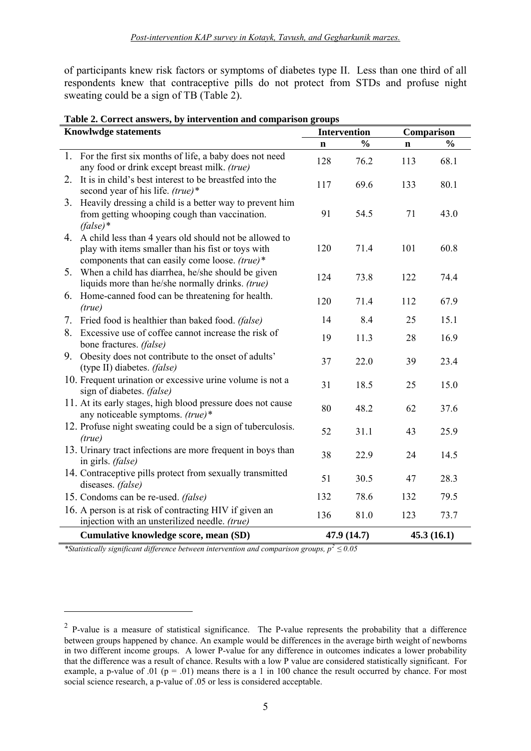of participants knew risk factors or symptoms of diabetes type II. Less than one third of all respondents knew that contraceptive pills do not protect from STDs and profuse night sweating could be a sign of TB (Table 2).

**Table 2. Correct answers, by intervention and comparison groups**

| Knowlwdge statements | Intervention | | Comparison | |
|---|---|---|---|---|
| | n | % | n | % |
| 1. For the first six months of life, a baby does not need any food or drink except breast milk. *(true)* | 128 | 76.2 | 113 | 68.1 |
| 2. It is in child's best interest to be breastfed into the second year of his life. *(true)** | 117 | 69.6 | 133 | 80.1 |
| 3. Heavily dressing a child is a better way to prevent him from getting whooping cough than vaccination. *(false)** | 91 | 54.5 | 71 | 43.0 |
| 4. A child less than 4 years old should not be allowed to play with items smaller than his fist or toys with components that can easily come loose. *(true)** | 120 | 71.4 | 101 | 60.8 |
| 5. When a child has diarrhea, he/she should be given liquids more than he/she normally drinks. *(true)* | 124 | 73.8 | 122 | 74.4 |
| 6. Home-canned food can be threatening for health. *(true)* | 120 | 71.4 | 112 | 67.9 |
| 7. Fried food is healthier than baked food. *(false)* | 14 | 8.4 | 25 | 15.1 |
| 8. Excessive use of coffee cannot increase the risk of bone fractures. *(false)* | 19 | 11.3 | 28 | 16.9 |
| 9. Obesity does not contribute to the onset of adults' (type II) diabetes. *(false)* | 37 | 22.0 | 39 | 23.4 |
| 10. Frequent urination or excessive urine volume is not a sign of diabetes. *(false)* | 31 | 18.5 | 25 | 15.0 |
| 11. At its early stages, high blood pressure does not cause any noticeable symptoms. *(true)** | 80 | 48.2 | 62 | 37.6 |
| 12. Profuse night sweating could be a sign of tuberculosis. *(true)* | 52 | 31.1 | 43 | 25.9 |
| 13. Urinary tract infections are more frequent in boys than in girls. *(false)* | 38 | 22.9 | 24 | 14.5 |
| 14. Contraceptive pills protect from sexually transmitted diseases. *(false)* | 51 | 30.5 | 47 | 28.3 |
| 15. Condoms can be re-used. *(false)* | 132 | 78.6 | 132 | 79.5 |
| 16. A person is at risk of contracting HIV if given an injection with an unsterilized needle. *(true)* | 136 | 81.0 | 123 | 73.7 |
| **Cumulative knowledge score, mean (SD)** | **47.9 (14.7)** | | **45.3 (16.1)** | |

*\*Statistically significant difference between intervention and comparison groups, p[2] ≤ 0.05*

[2] P-value is a measure of statistical significance. The P-value represents the probability that a difference between groups happened by chance. An example would be differences in the average birth weight of newborns in two different income groups. A lower P-value for any difference in outcomes indicates a lower probability that the difference was a result of chance. Results with a low P value are considered statistically significant. For example, a p-value of .01 (p = .01) means there is a 1 in 100 chance the result occurred by chance. For most social science research, a p-value of .05 or less is considered acceptable.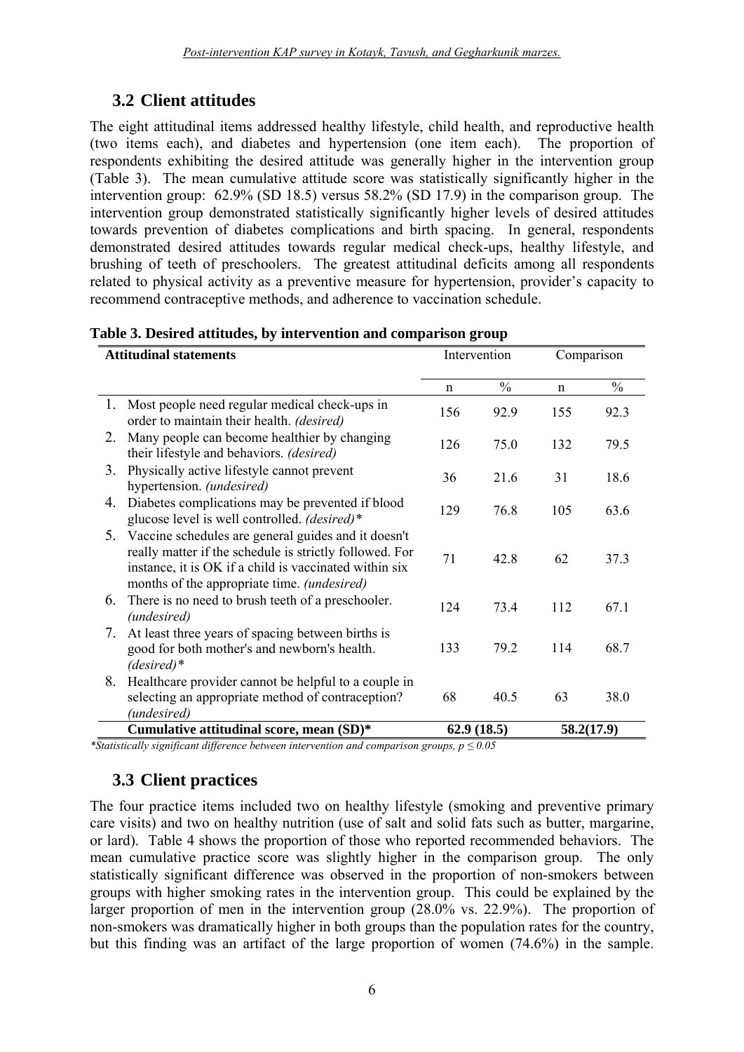## 3.2 Client attitudes

The eight attitudinal items addressed healthy lifestyle, child health, and reproductive health (two items each), and diabetes and hypertension (one item each). The proportion of respondents exhibiting the desired attitude was generally higher in the intervention group (Table 3). The mean cumulative attitude score was statistically significantly higher in the intervention group: 62.9% (SD 18.5) versus 58.2% (SD 17.9) in the comparison group. The intervention group demonstrated statistically significantly higher levels of desired attitudes towards prevention of diabetes complications and birth spacing. In general, respondents demonstrated desired attitudes towards regular medical check-ups, healthy lifestyle, and brushing of teeth of preschoolers. The greatest attitudinal deficits among all respondents related to physical activity as a preventive measure for hypertension, provider's capacity to recommend contraceptive methods, and adherence to vaccination schedule.

**Table 3. Desired attitudes, by intervention and comparison group**

| Attitudinal statements | Intervention | | Comparison | |
|---|---|---|---|---|
| | n | % | n | % |
| 1. Most people need regular medical check-ups in order to maintain their health. *(desired)* | 156 | 92.9 | 155 | 92.3 |
| 2. Many people can become healthier by changing their lifestyle and behaviors. *(desired)* | 126 | 75.0 | 132 | 79.5 |
| 3. Physically active lifestyle cannot prevent hypertension. *(undesired)* | 36 | 21.6 | 31 | 18.6 |
| 4. Diabetes complications may be prevented if blood glucose level is well controlled. *(desired)\** | 129 | 76.8 | 105 | 63.6 |
| 5. Vaccine schedules are general guides and it doesn't really matter if the schedule is strictly followed. For instance, it is OK if a child is vaccinated within six months of the appropriate time. *(undesired)* | 71 | 42.8 | 62 | 37.3 |
| 6. There is no need to brush teeth of a preschooler. *(undesired)* | 124 | 73.4 | 112 | 67.1 |
| 7. At least three years of spacing between births is good for both mother's and newborn's health. *(desired)\** | 133 | 79.2 | 114 | 68.7 |
| 8. Healthcare provider cannot be helpful to a couple in selecting an appropriate method of contraception? *(undesired)* | 68 | 40.5 | 63 | 38.0 |
| **Cumulative attitudinal score, mean (SD)\*** | **62.9 (18.5)** | | **58.2(17.9)** | |

*\*Statistically significant difference between intervention and comparison groups, $p \leq 0.05$*

## 3.3 Client practices

The four practice items included two on healthy lifestyle (smoking and preventive primary care visits) and two on healthy nutrition (use of salt and solid fats such as butter, margarine, or lard). Table 4 shows the proportion of those who reported recommended behaviors. The mean cumulative practice score was slightly higher in the comparison group. The only statistically significant difference was observed in the proportion of non-smokers between groups with higher smoking rates in the intervention group. This could be explained by the larger proportion of men in the intervention group (28.0% vs. 22.9%). The proportion of non-smokers was dramatically higher in both groups than the population rates for the country, but this finding was an artifact of the large proportion of women (74.6%) in the sample.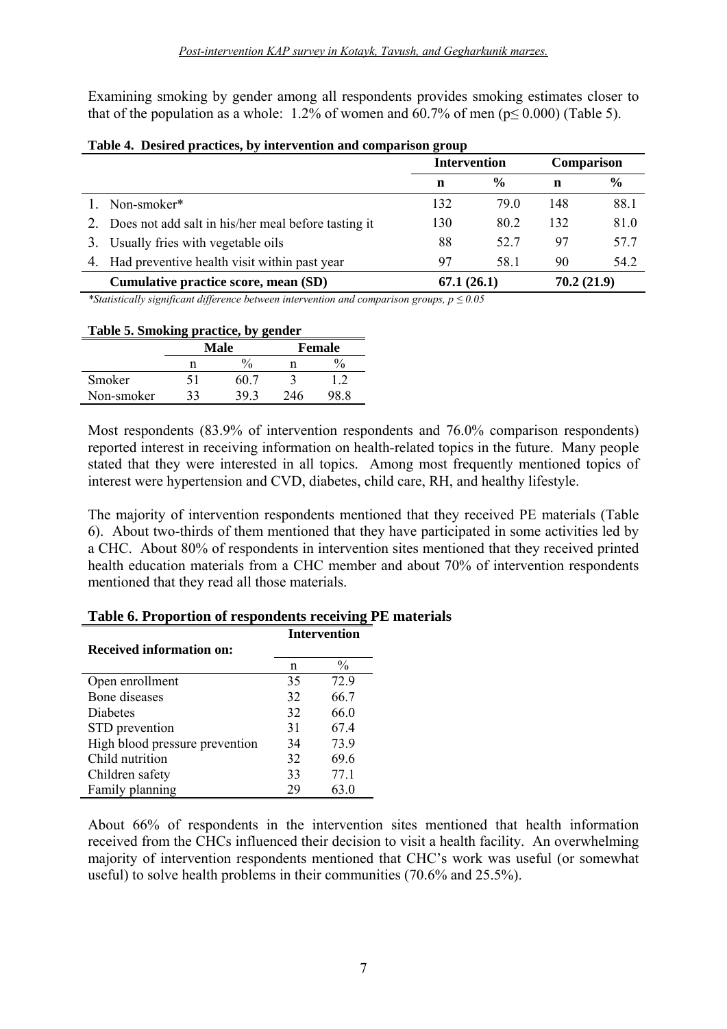Examining smoking by gender among all respondents provides smoking estimates closer to that of the population as a whole: 1.2% of women and 60.7% of men ($p \leq 0.000$) (Table 5).

**Table 4. Desired practices, by intervention and comparison group**

| | Intervention | | Comparison | |
|---|---|---|---|---|
| | **n** | **%** | **n** | **%** |
| 1. Non-smoker* | 132 | 79.0 | 148 | 88.1 |
| 2. Does not add salt in his/her meal before tasting it | 130 | 80.2 | 132 | 81.0 |
| 3. Usually fries with vegetable oils | 88 | 52.7 | 97 | 57.7 |
| 4. Had preventive health visit within past year | 97 | 58.1 | 90 | 54.2 |
| **Cumulative practice score, mean (SD)** | **67.1 (26.1)** | | **70.2 (21.9)** | |

*\*Statistically significant difference between intervention and comparison groups, $p \leq 0.05$*

**Table 5. Smoking practice, by gender**

| | Male | | Female | |
|---|---|---|---|---|
| | n | % | n | % |
| Smoker | 51 | 60.7 | 3 | 1.2 |
| Non-smoker | 33 | 39.3 | 246 | 98.8 |

Most respondents (83.9% of intervention respondents and 76.0% comparison respondents) reported interest in receiving information on health-related topics in the future. Many people stated that they were interested in all topics. Among most frequently mentioned topics of interest were hypertension and CVD, diabetes, child care, RH, and healthy lifestyle.

The majority of intervention respondents mentioned that they received PE materials (Table 6). About two-thirds of them mentioned that they have participated in some activities led by a CHC. About 80% of respondents in intervention sites mentioned that they received printed health education materials from a CHC member and about 70% of intervention respondents mentioned that they read all those materials.

**Table 6. Proportion of respondents receiving PE materials**

| Received information on: | Intervention | |
|---|---|---|
| | n | % |
| Open enrollment | 35 | 72.9 |
| Bone diseases | 32 | 66.7 |
| Diabetes | 32 | 66.0 |
| STD prevention | 31 | 67.4 |
| High blood pressure prevention | 34 | 73.9 |
| Child nutrition | 32 | 69.6 |
| Children safety | 33 | 77.1 |
| Family planning | 29 | 63.0 |

About 66% of respondents in the intervention sites mentioned that health information received from the CHCs influenced their decision to visit a health facility. An overwhelming majority of intervention respondents mentioned that CHC's work was useful (or somewhat useful) to solve health problems in their communities (70.6% and 25.5%).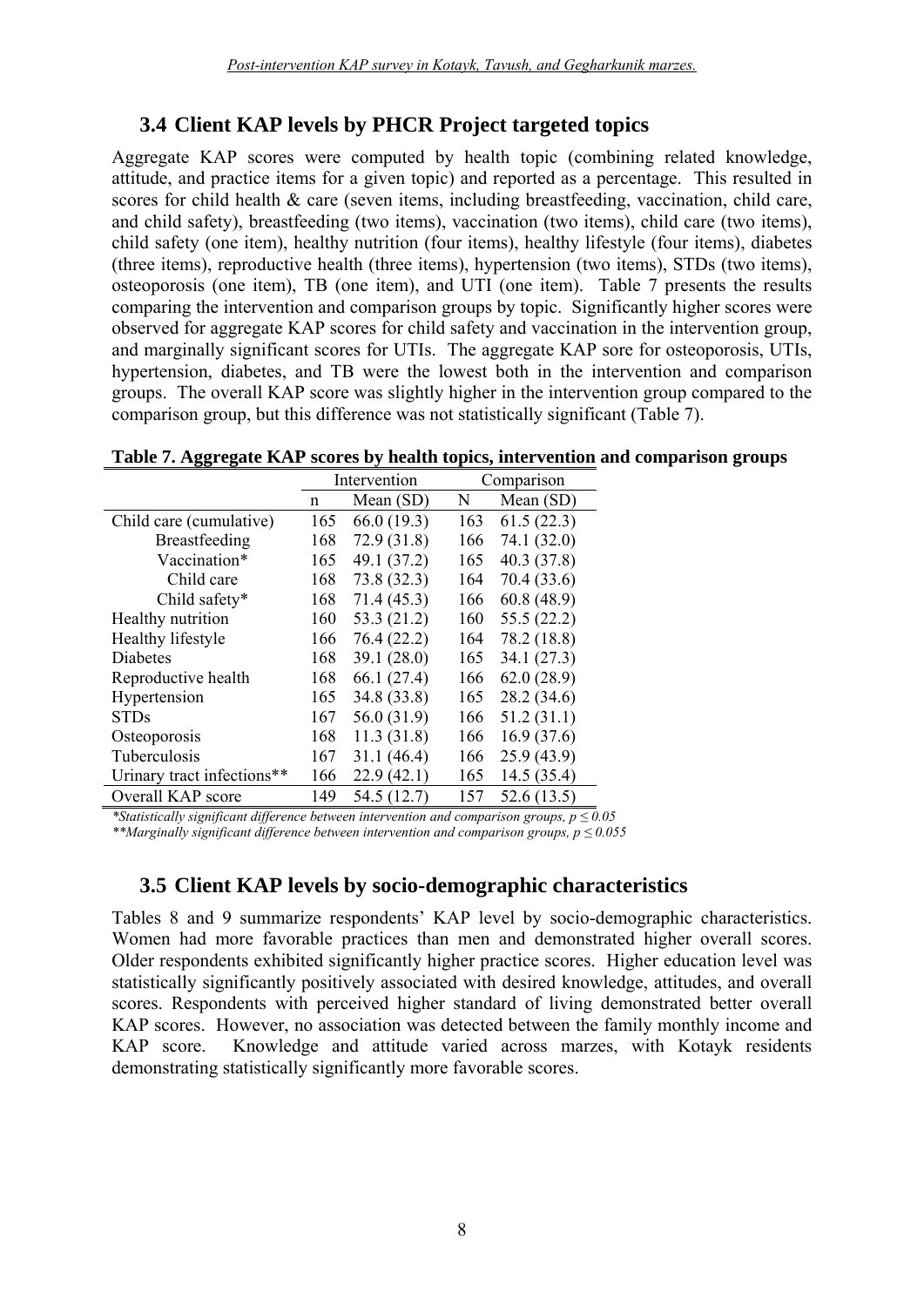## 3.4 Client KAP levels by PHCR Project targeted topics

Aggregate KAP scores were computed by health topic (combining related knowledge, attitude, and practice items for a given topic) and reported as a percentage. This resulted in scores for child health & care (seven items, including breastfeeding, vaccination, child care, and child safety), breastfeeding (two items), vaccination (two items), child care (two items), child safety (one item), healthy nutrition (four items), healthy lifestyle (four items), diabetes (three items), reproductive health (three items), hypertension (two items), STDs (two items), osteoporosis (one item), TB (one item), and UTI (one item). Table 7 presents the results comparing the intervention and comparison groups by topic. Significantly higher scores were observed for aggregate KAP scores for child safety and vaccination in the intervention group, and marginally significant scores for UTIs. The aggregate KAP sore for osteoporosis, UTIs, hypertension, diabetes, and TB were the lowest both in the intervention and comparison groups. The overall KAP score was slightly higher in the intervention group compared to the comparison group, but this difference was not statistically significant (Table 7).

**Table 7. Aggregate KAP scores by health topics, intervention and comparison groups**

| | Intervention | | Comparison | |
|---|---|---|---|---|
| | n | Mean (SD) | N | Mean (SD) |
| Child care (cumulative) | 165 | 66.0 (19.3) | 163 | 61.5 (22.3) |
| Breastfeeding | 168 | 72.9 (31.8) | 166 | 74.1 (32.0) |
| Vaccination* | 165 | 49.1 (37.2) | 165 | 40.3 (37.8) |
| Child care | 168 | 73.8 (32.3) | 164 | 70.4 (33.6) |
| Child safety* | 168 | 71.4 (45.3) | 166 | 60.8 (48.9) |
| Healthy nutrition | 160 | 53.3 (21.2) | 160 | 55.5 (22.2) |
| Healthy lifestyle | 166 | 76.4 (22.2) | 164 | 78.2 (18.8) |
| Diabetes | 168 | 39.1 (28.0) | 165 | 34.1 (27.3) |
| Reproductive health | 168 | 66.1 (27.4) | 166 | 62.0 (28.9) |
| Hypertension | 165 | 34.8 (33.8) | 165 | 28.2 (34.6) |
| STDs | 167 | 56.0 (31.9) | 166 | 51.2 (31.1) |
| Osteoporosis | 168 | 11.3 (31.8) | 166 | 16.9 (37.6) |
| Tuberculosis | 167 | 31.1 (46.4) | 166 | 25.9 (43.9) |
| Urinary tract infections** | 166 | 22.9 (42.1) | 165 | 14.5 (35.4) |
| Overall KAP score | 149 | 54.5 (12.7) | 157 | 52.6 (13.5) |

*\*Statistically significant difference between intervention and comparison groups, $p \leq 0.05$*
*\*\*Marginally significant difference between intervention and comparison groups, $p \leq 0.055$*

## 3.5 Client KAP levels by socio-demographic characteristics

Tables 8 and 9 summarize respondents' KAP level by socio-demographic characteristics. Women had more favorable practices than men and demonstrated higher overall scores. Older respondents exhibited significantly higher practice scores. Higher education level was statistically significantly positively associated with desired knowledge, attitudes, and overall scores. Respondents with perceived higher standard of living demonstrated better overall KAP scores. However, no association was detected between the family monthly income and KAP score. Knowledge and attitude varied across marzes, with Kotayk residents demonstrating statistically significantly more favorable scores.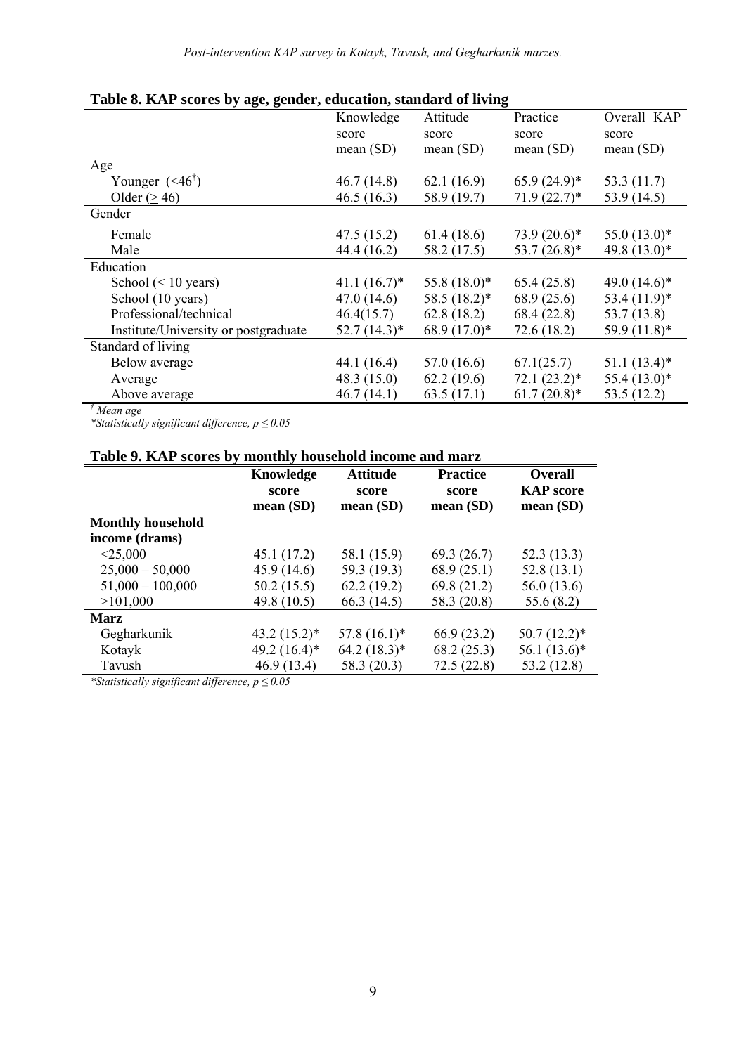### Table 8. KAP scores by age, gender, education, standard of living

| | Knowledge score mean (SD) | Attitude score mean (SD) | Practice score mean (SD) | Overall KAP score mean (SD) |
|---|---|---|---|---|
| Age | | | | |
| Younger (<46[†]) | 46.7 (14.8) | 62.1 (16.9) | 65.9 (24.9)* | 53.3 (11.7) |
| Older (≥ 46) | 46.5 (16.3) | 58.9 (19.7) | 71.9 (22.7)* | 53.9 (14.5) |
| Gender | | | | |
| Female | 47.5 (15.2) | 61.4 (18.6) | 73.9 (20.6)* | 55.0 (13.0)* |
| Male | 44.4 (16.2) | 58.2 (17.5) | 53.7 (26.8)* | 49.8 (13.0)* |
| Education | | | | |
| School (< 10 years) | 41.1 (16.7)* | 55.8 (18.0)* | 65.4 (25.8) | 49.0 (14.6)* |
| School (10 years) | 47.0 (14.6) | 58.5 (18.2)* | 68.9 (25.6) | 53.4 (11.9)* |
| Professional/technical | 46.4(15.7) | 62.8 (18.2) | 68.4 (22.8) | 53.7 (13.8) |
| Institute/University or postgraduate | 52.7 (14.3)* | 68.9 (17.0)* | 72.6 (18.2) | 59.9 (11.8)* |
| Standard of living | | | | |
| Below average | 44.1 (16.4) | 57.0 (16.6) | 67.1(25.7) | 51.1 (13.4)* |
| Average | 48.3 (15.0) | 62.2 (19.6) | 72.1 (23.2)* | 55.4 (13.0)* |
| Above average | 46.7 (14.1) | 63.5 (17.1) | 61.7 (20.8)* | 53.5 (12.2) |

*[†] Mean age*

*\*Statistically significant difference, $p \leq 0.05$*

### Table 9. KAP scores by monthly household income and marz

| | **Knowledge score mean (SD)** | **Attitude score mean (SD)** | **Practice score mean (SD)** | **Overall KAP score mean (SD)** |
|---|---|---|---|---|
| **Monthly household income (drams)** | | | | |
| <25,000 | 45.1 (17.2) | 58.1 (15.9) | 69.3 (26.7) | 52.3 (13.3) |
| 25,000 – 50,000 | 45.9 (14.6) | 59.3 (19.3) | 68.9 (25.1) | 52.8 (13.1) |
| 51,000 – 100,000 | 50.2 (15.5) | 62.2 (19.2) | 69.8 (21.2) | 56.0 (13.6) |
| >101,000 | 49.8 (10.5) | 66.3 (14.5) | 58.3 (20.8) | 55.6 (8.2) |
| **Marz** | | | | |
| Gegharkunik | 43.2 (15.2)* | 57.8 (16.1)* | 66.9 (23.2) | 50.7 (12.2)* |
| Kotayk | 49.2 (16.4)* | 64.2 (18.3)* | 68.2 (25.3) | 56.1 (13.6)* |
| Tavush | 46.9 (13.4) | 58.3 (20.3) | 72.5 (22.8) | 53.2 (12.8) |

*\*Statistically significant difference, $p \leq 0.05$*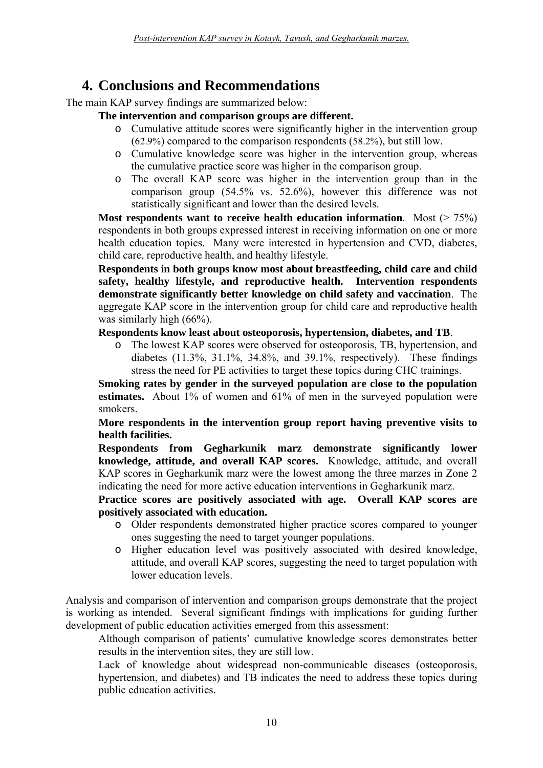# 4. Conclusions and Recommendations

The main KAP survey findings are summarized below:

- **The intervention and comparison groups are different.**
  - Cumulative attitude scores were significantly higher in the intervention group (62.9%) compared to the comparison respondents (58.2%), but still low.
  - Cumulative knowledge score was higher in the intervention group, whereas the cumulative practice score was higher in the comparison group.
  - The overall KAP score was higher in the intervention group than in the comparison group (54.5% vs. 52.6%), however this difference was not statistically significant and lower than the desired levels.
- **Most respondents want to receive health education information**. Most (> 75%) respondents in both groups expressed interest in receiving information on one or more health education topics. Many were interested in hypertension and CVD, diabetes, child care, reproductive health, and healthy lifestyle.
- **Respondents in both groups know most about breastfeeding, child care and child safety, healthy lifestyle, and reproductive health. Intervention respondents demonstrate significantly better knowledge on child safety and vaccination**. The aggregate KAP score in the intervention group for child care and reproductive health was similarly high (66%).
- **Respondents know least about osteoporosis, hypertension, diabetes, and TB**.
  - The lowest KAP scores were observed for osteoporosis, TB, hypertension, and diabetes (11.3%, 31.1%, 34.8%, and 39.1%, respectively). These findings stress the need for PE activities to target these topics during CHC trainings.
- **Smoking rates by gender in the surveyed population are close to the population estimates.** About 1% of women and 61% of men in the surveyed population were smokers.
- **More respondents in the intervention group report having preventive visits to health facilities.**
- **Respondents from Gegharkunik marz demonstrate significantly lower knowledge, attitude, and overall KAP scores.** Knowledge, attitude, and overall KAP scores in Gegharkunik marz were the lowest among the three marzes in Zone 2 indicating the need for more active education interventions in Gegharkunik marz.
- **Practice scores are positively associated with age. Overall KAP scores are positively associated with education.**
  - Older respondents demonstrated higher practice scores compared to younger ones suggesting the need to target younger populations.
  - Higher education level was positively associated with desired knowledge, attitude, and overall KAP scores, suggesting the need to target population with lower education levels.

Analysis and comparison of intervention and comparison groups demonstrate that the project is working as intended. Several significant findings with implications for guiding further development of public education activities emerged from this assessment:

- Although comparison of patients' cumulative knowledge scores demonstrates better results in the intervention sites, they are still low.
- Lack of knowledge about widespread non-communicable diseases (osteoporosis, hypertension, and diabetes) and TB indicates the need to address these topics during public education activities.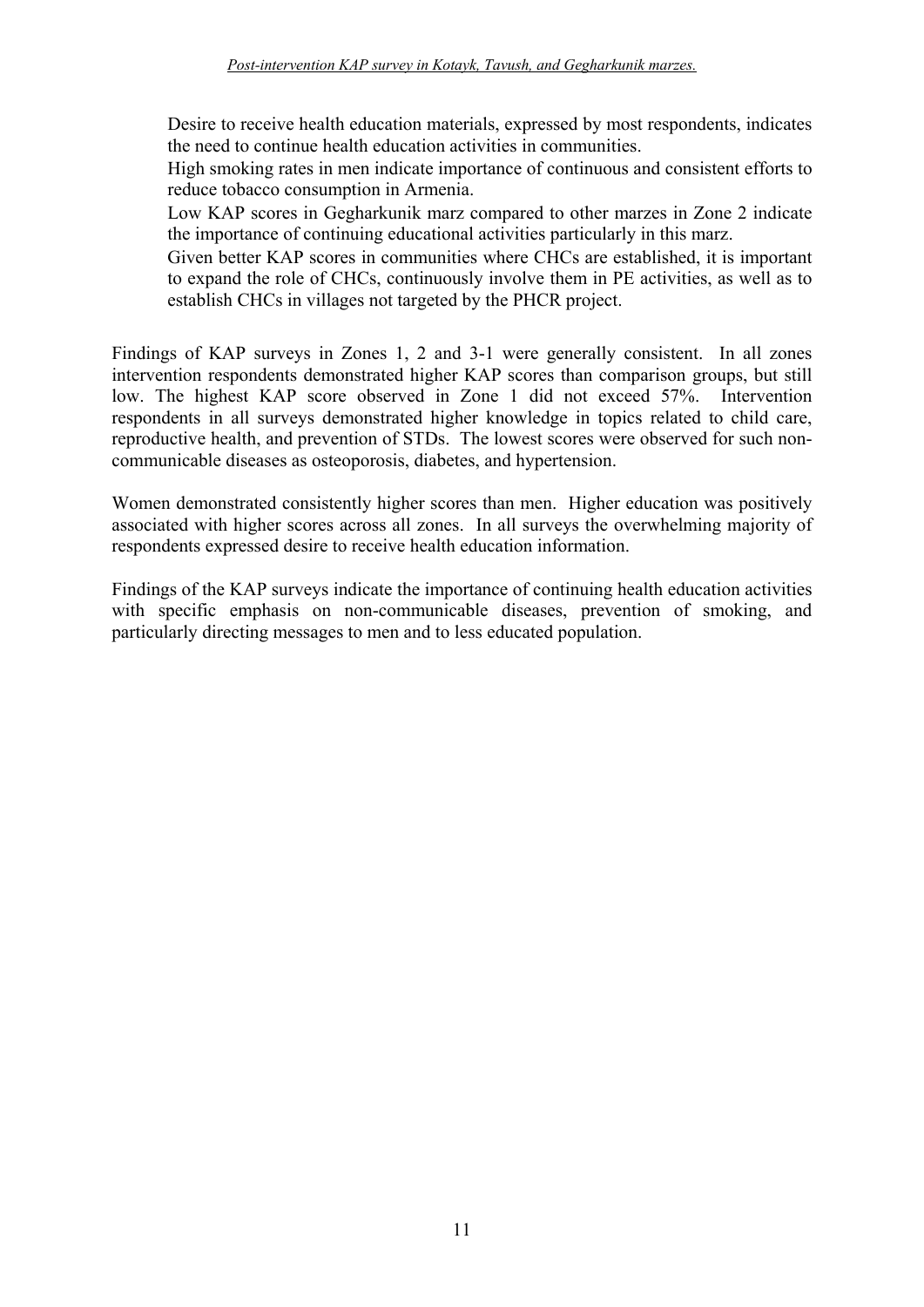- Desire to receive health education materials, expressed by most respondents, indicates the need to continue health education activities in communities.
- High smoking rates in men indicate importance of continuous and consistent efforts to reduce tobacco consumption in Armenia.
- Low KAP scores in Gegharkunik marz compared to other marzes in Zone 2 indicate the importance of continuing educational activities particularly in this marz.
- Given better KAP scores in communities where CHCs are established, it is important to expand the role of CHCs, continuously involve them in PE activities, as well as to establish CHCs in villages not targeted by the PHCR project.

Findings of KAP surveys in Zones 1, 2 and 3-1 were generally consistent. In all zones intervention respondents demonstrated higher KAP scores than comparison groups, but still low. The highest KAP score observed in Zone 1 did not exceed 57%. Intervention respondents in all surveys demonstrated higher knowledge in topics related to child care, reproductive health, and prevention of STDs. The lowest scores were observed for such non-communicable diseases as osteoporosis, diabetes, and hypertension.

Women demonstrated consistently higher scores than men. Higher education was positively associated with higher scores across all zones. In all surveys the overwhelming majority of respondents expressed desire to receive health education information.

Findings of the KAP surveys indicate the importance of continuing health education activities with specific emphasis on non-communicable diseases, prevention of smoking, and particularly directing messages to men and to less educated population.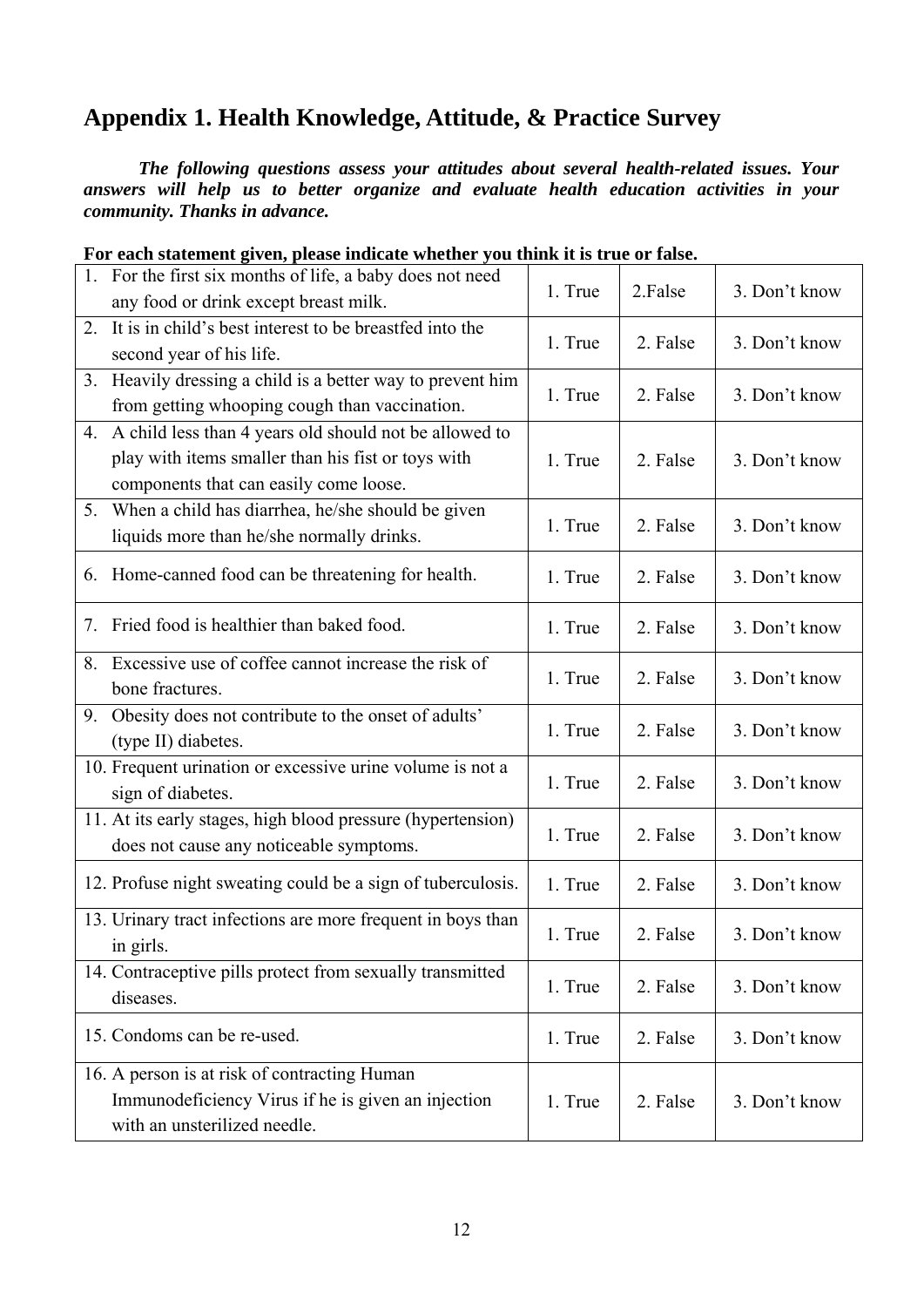## Appendix 1. Health Knowledge, Attitude, & Practice Survey

***The following questions assess your attitudes about several health-related issues. Your answers will help us to better organize and evaluate health education activities in your community. Thanks in advance.***

**For each statement given, please indicate whether you think it is true or false.**

| Statement | | | |
|---|---|---|---|
| 1. For the first six months of life, a baby does not need any food or drink except breast milk. | 1. True | 2.False | 3. Don't know |
| 2. It is in child's best interest to be breastfed into the second year of his life. | 1. True | 2. False | 3. Don't know |
| 3. Heavily dressing a child is a better way to prevent him from getting whooping cough than vaccination. | 1. True | 2. False | 3. Don't know |
| 4. A child less than 4 years old should not be allowed to play with items smaller than his fist or toys with components that can easily come loose. | 1. True | 2. False | 3. Don't know |
| 5. When a child has diarrhea, he/she should be given liquids more than he/she normally drinks. | 1. True | 2. False | 3. Don't know |
| 6. Home-canned food can be threatening for health. | 1. True | 2. False | 3. Don't know |
| 7. Fried food is healthier than baked food. | 1. True | 2. False | 3. Don't know |
| 8. Excessive use of coffee cannot increase the risk of bone fractures. | 1. True | 2. False | 3. Don't know |
| 9. Obesity does not contribute to the onset of adults' (type II) diabetes. | 1. True | 2. False | 3. Don't know |
| 10. Frequent urination or excessive urine volume is not a sign of diabetes. | 1. True | 2. False | 3. Don't know |
| 11. At its early stages, high blood pressure (hypertension) does not cause any noticeable symptoms. | 1. True | 2. False | 3. Don't know |
| 12. Profuse night sweating could be a sign of tuberculosis. | 1. True | 2. False | 3. Don't know |
| 13. Urinary tract infections are more frequent in boys than in girls. | 1. True | 2. False | 3. Don't know |
| 14. Contraceptive pills protect from sexually transmitted diseases. | 1. True | 2. False | 3. Don't know |
| 15. Condoms can be re-used. | 1. True | 2. False | 3. Don't know |
| 16. A person is at risk of contracting Human Immunodeficiency Virus if he is given an injection with an unsterilized needle. | 1. True | 2. False | 3. Don't know |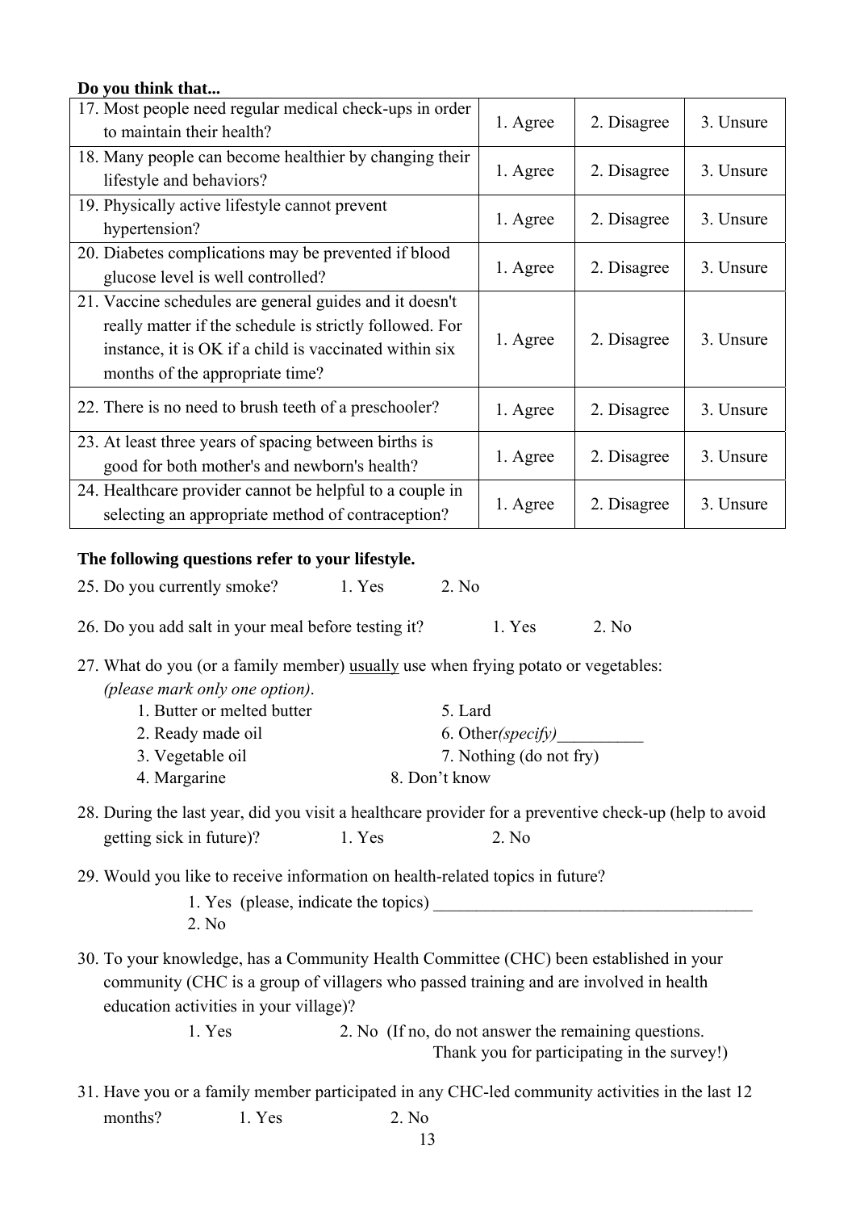**Do you think that...**

| | | | |
|---|---|---|---|
| 17. Most people need regular medical check-ups in order to maintain their health? | 1. Agree | 2. Disagree | 3. Unsure |
| 18. Many people can become healthier by changing their lifestyle and behaviors? | 1. Agree | 2. Disagree | 3. Unsure |
| 19. Physically active lifestyle cannot prevent hypertension? | 1. Agree | 2. Disagree | 3. Unsure |
| 20. Diabetes complications may be prevented if blood glucose level is well controlled? | 1. Agree | 2. Disagree | 3. Unsure |
| 21. Vaccine schedules are general guides and it doesn't really matter if the schedule is strictly followed. For instance, it is OK if a child is vaccinated within six months of the appropriate time? | 1. Agree | 2. Disagree | 3. Unsure |
| 22. There is no need to brush teeth of a preschooler? | 1. Agree | 2. Disagree | 3. Unsure |
| 23. At least three years of spacing between births is good for both mother's and newborn's health? | 1. Agree | 2. Disagree | 3. Unsure |
| 24. Healthcare provider cannot be helpful to a couple in selecting an appropriate method of contraception? | 1. Agree | 2. Disagree | 3. Unsure |

**The following questions refer to your lifestyle.**

25. Do you currently smoke? 1. Yes 2. No

26. Do you add salt in your meal before testing it? 1. Yes 2. No

27. What do you (or a family member) <u>usually</u> use when frying potato or vegetables: *(please mark only one option)*.
    - 1. Butter or melted butter
    - 2. Ready made oil
    - 3. Vegetable oil
    - 4. Margarine
    - 5. Lard
    - 6. Other*(specify)*__________
    - 7. Nothing (do not fry)
    - 8. Don't know

28. During the last year, did you visit a healthcare provider for a preventive check-up (help to avoid getting sick in future)? 1. Yes 2. No

29. Would you like to receive information on health-related topics in future?
    - 1. Yes (please, indicate the topics) _____________________________________
    - 2. No

30. To your knowledge, has a Community Health Committee (CHC) been established in your community (CHC is a group of villagers who passed training and are involved in health education activities in your village)?
    - 1. Yes
    - 2. No (If no, do not answer the remaining questions. Thank you for participating in the survey!)

31. Have you or a family member participated in any CHC-led community activities in the last 12 months? 1. Yes 2. No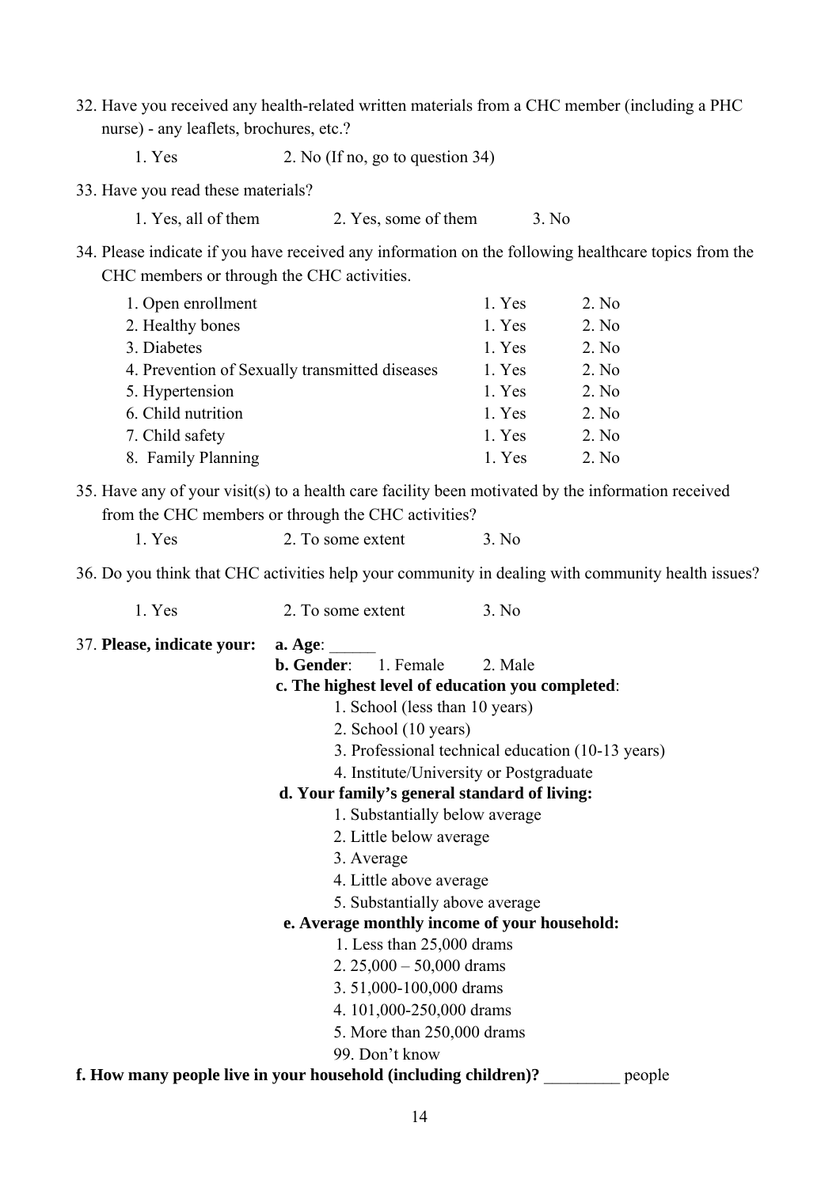32. Have you received any health-related written materials from a CHC member (including a PHC nurse) - any leaflets, brochures, etc.?

    1. Yes    2. No (If no, go to question 34)

33. Have you read these materials?

    1. Yes, all of them    2. Yes, some of them    3. No

34. Please indicate if you have received any information on the following healthcare topics from the CHC members or through the CHC activities.

| | | |
|---|---|---|
| 1. Open enrollment | 1. Yes | 2. No |
| 2. Healthy bones | 1. Yes | 2. No |
| 3. Diabetes | 1. Yes | 2. No |
| 4. Prevention of Sexually transmitted diseases | 1. Yes | 2. No |
| 5. Hypertension | 1. Yes | 2. No |
| 6. Child nutrition | 1. Yes | 2. No |
| 7. Child safety | 1. Yes | 2. No |
| 8. Family Planning | 1. Yes | 2. No |

35. Have any of your visit(s) to a health care facility been motivated by the information received from the CHC members or through the CHC activities?

    1. Yes    2. To some extent    3. No

36. Do you think that CHC activities help your community in dealing with community health issues?

    1. Yes    2. To some extent    3. No

37. **Please, indicate your:**

**a. Age**: ______

**b. Gender**: 1. Female 2. Male

**c. The highest level of education you completed**:

1. School (less than 10 years)
2. School (10 years)
3. Professional technical education (10-13 years)
4. Institute/University or Postgraduate

**d. Your family's general standard of living:**

1. Substantially below average
2. Little below average
3. Average
4. Little above average
5. Substantially above average

**e. Average monthly income of your household:**

1. Less than 25,000 drams
2. 25,000 – 50,000 drams
3. 51,000-100,000 drams
4. 101,000-250,000 drams
5. More than 250,000 drams

99. Don't know

**f. How many people live in your household (including children)?** _________ people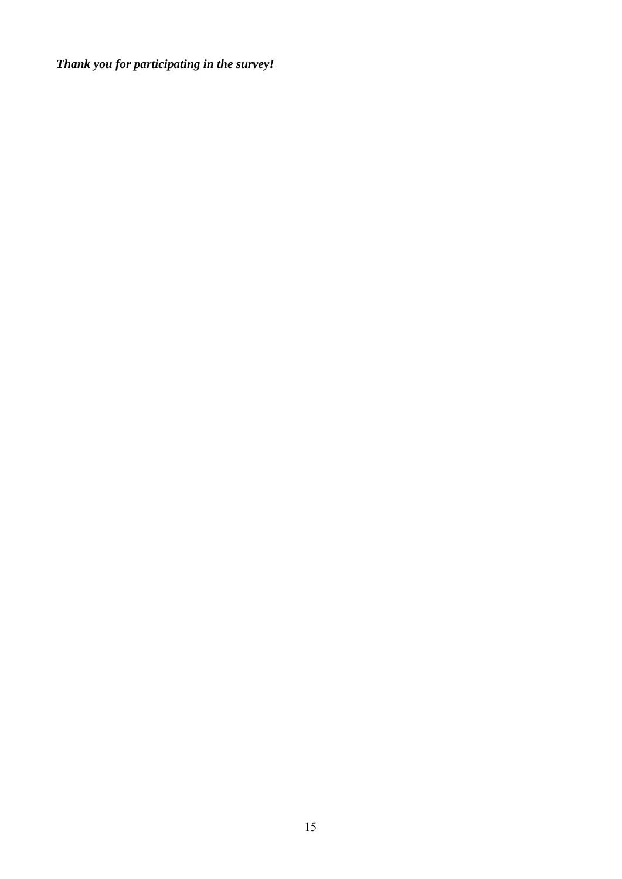***Thank you for participating in the survey!***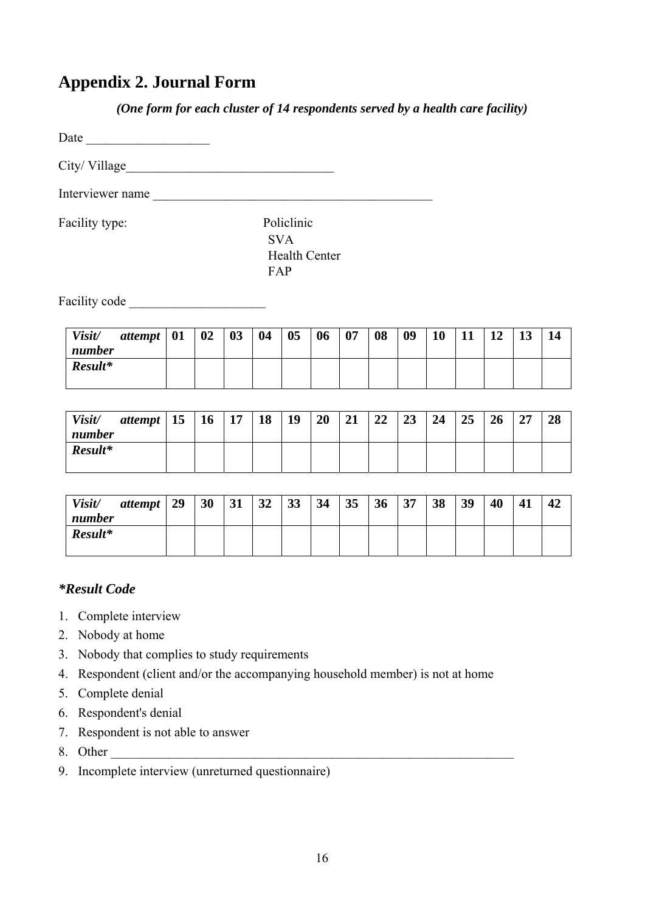## Appendix 2. Journal Form

***(One form for each cluster of 14 respondents served by a health care facility)***

Date ___________________

City/ Village________________________________

Interviewer name ___________________________________________

Facility type: Policlinic
SVA
Health Center
FAP

Facility code _____________________

| ***Visit/ attempt number*** | **01** | **02** | **03** | **04** | **05** | **06** | **07** | **08** | **09** | **10** | **11** | **12** | **13** | **14** |
|---|---|---|---|---|---|---|---|---|---|---|---|---|---|---|
| ***Result**** | | | | | | | | | | | | | | |

| ***Visit/ attempt number*** | **15** | **16** | **17** | **18** | **19** | **20** | **21** | **22** | **23** | **24** | **25** | **26** | **27** | **28** |
|---|---|---|---|---|---|---|---|---|---|---|---|---|---|---|
| ***Result**** | | | | | | | | | | | | | | |

| ***Visit/ attempt number*** | **29** | **30** | **31** | **32** | **33** | **34** | **35** | **36** | **37** | **38** | **39** | **40** | **41** | **42** |
|---|---|---|---|---|---|---|---|---|---|---|---|---|---|---|
| ***Result**** | | | | | | | | | | | | | | |

### *\*Result Code*

1. Complete interview
2. Nobody at home
3. Nobody that complies to study requirements
4. Respondent (client and/or the accompanying household member) is not at home
5. Complete denial
6. Respondent's denial
7. Respondent is not able to answer
8. Other ____________________________________________________________
9. Incomplete interview (unreturned questionnaire)